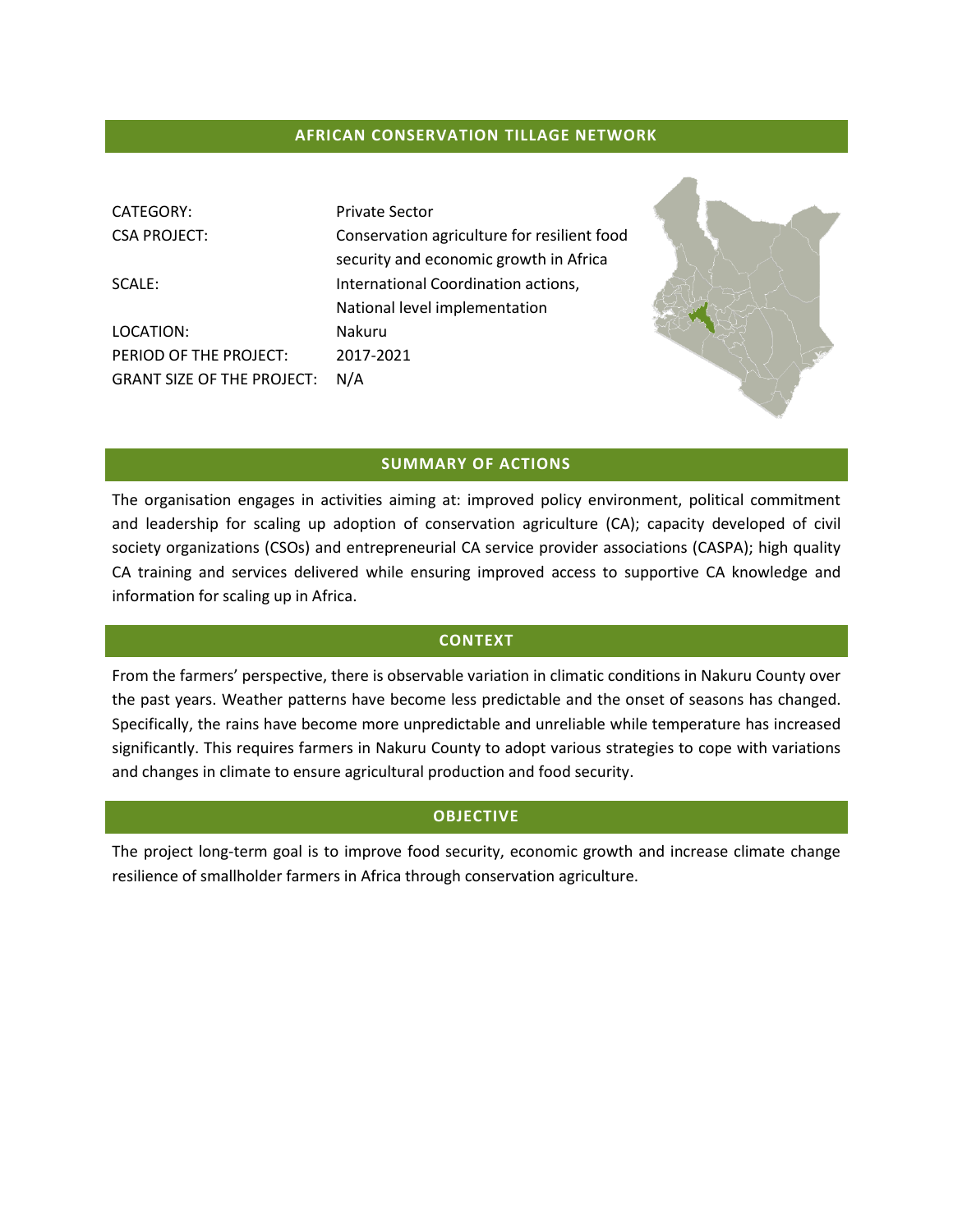# AFRICAN CONSERVATION TILLAGE NETWORK

| | |
|---|---|
| CATEGORY: | Private Sector |
| CSA PROJECT: | Conservation agriculture for resilient food security and economic growth in Africa |
| SCALE: | International Coordination actions, National level implementation |
| LOCATION: | Nakuru |
| PERIOD OF THE PROJECT: | 2017-2021 |
| GRANT SIZE OF THE PROJECT: | N/A |

## SUMMARY OF ACTIONS

The organisation engages in activities aiming at: improved policy environment, political commitment and leadership for scaling up adoption of conservation agriculture (CA); capacity developed of civil society organizations (CSOs) and entrepreneurial CA service provider associations (CASPA); high quality CA training and services delivered while ensuring improved access to supportive CA knowledge and information for scaling up in Africa.

## CONTEXT

From the farmers' perspective, there is observable variation in climatic conditions in Nakuru County over the past years. Weather patterns have become less predictable and the onset of seasons has changed. Specifically, the rains have become more unpredictable and unreliable while temperature has increased significantly. This requires farmers in Nakuru County to adopt various strategies to cope with variations and changes in climate to ensure agricultural production and food security.

## OBJECTIVE

The project long-term goal is to improve food security, economic growth and increase climate change resilience of smallholder farmers in Africa through conservation agriculture.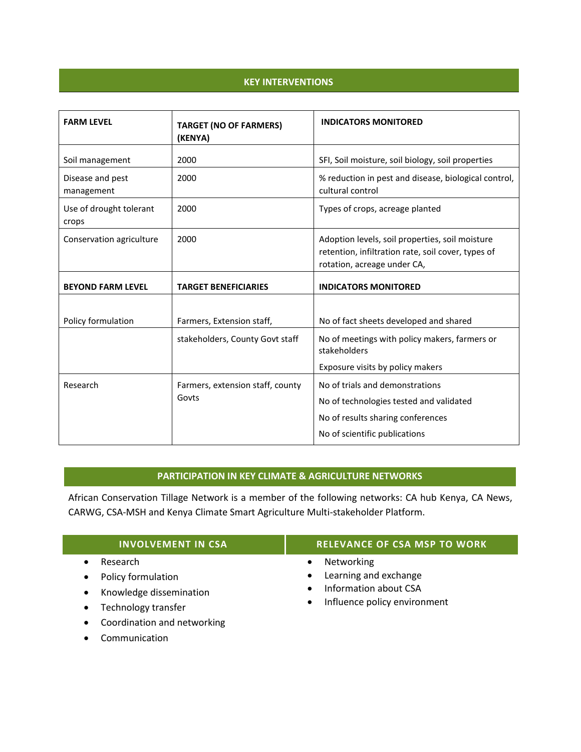## KEY INTERVENTIONS

| FARM LEVEL | TARGET (NO OF FARMERS) (KENYA) | INDICATORS MONITORED |
|---|---|---|
| Soil management | 2000 | SFI, Soil moisture, soil biology, soil properties |
| Disease and pest management | 2000 | % reduction in pest and disease, biological control, cultural control |
| Use of drought tolerant crops | 2000 | Types of crops, acreage planted |
| Conservation agriculture | 2000 | Adoption levels, soil properties, soil moisture retention, infiltration rate, soil cover, types of rotation, acreage under CA, |
| **BEYOND FARM LEVEL** | **TARGET BENEFICIARIES** | **INDICATORS MONITORED** |
| Policy formulation | Farmers, Extension staff, | No of fact sheets developed and shared |
| | stakeholders, County Govt staff | No of meetings with policy makers, farmers or stakeholders<br>Exposure visits by policy makers |
| Research | Farmers, extension staff, county Govts | No of trials and demonstrations<br>No of technologies tested and validated<br>No of results sharing conferences<br>No of scientific publications |

## PARTICIPATION IN KEY CLIMATE & AGRICULTURE NETWORKS

African Conservation Tillage Network is a member of the following networks: CA hub Kenya, CA News, CARWG, CSA-MSH and Kenya Climate Smart Agriculture Multi-stakeholder Platform.

### INVOLVEMENT IN CSA

- Research
- Policy formulation
- Knowledge dissemination
- Technology transfer
- Coordination and networking
- Communication

### RELEVANCE OF CSA MSP TO WORK

- Networking
- Learning and exchange
- Information about CSA
- Influence policy environment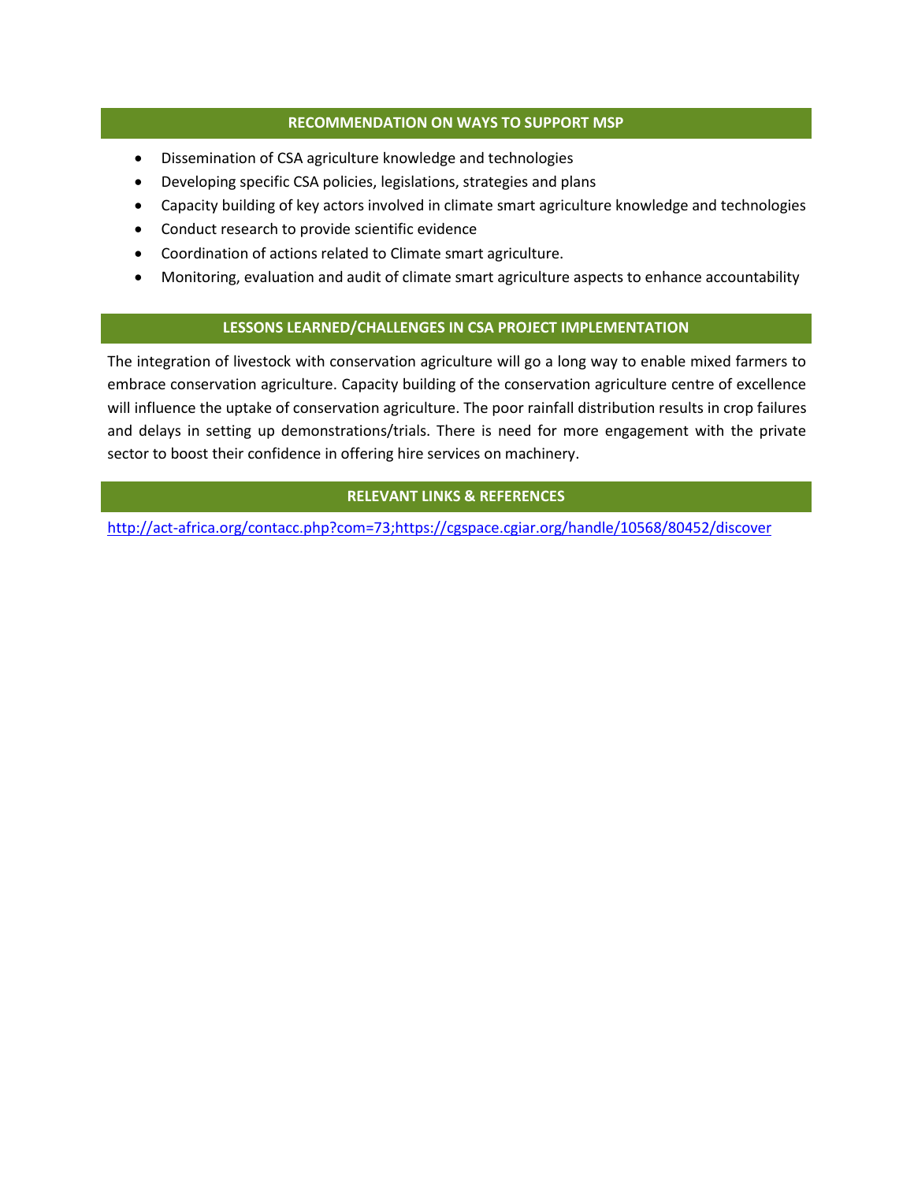## RECOMMENDATION ON WAYS TO SUPPORT MSP

- Dissemination of CSA agriculture knowledge and technologies
- Developing specific CSA policies, legislations, strategies and plans
- Capacity building of key actors involved in climate smart agriculture knowledge and technologies
- Conduct research to provide scientific evidence
- Coordination of actions related to Climate smart agriculture.
- Monitoring, evaluation and audit of climate smart agriculture aspects to enhance accountability

## LESSONS LEARNED/CHALLENGES IN CSA PROJECT IMPLEMENTATION

The integration of livestock with conservation agriculture will go a long way to enable mixed farmers to embrace conservation agriculture. Capacity building of the conservation agriculture centre of excellence will influence the uptake of conservation agriculture. The poor rainfall distribution results in crop failures and delays in setting up demonstrations/trials. There is need for more engagement with the private sector to boost their confidence in offering hire services on machinery.

## RELEVANT LINKS & REFERENCES

http://act-africa.org/contacc.php?com=73;https://cgspace.cgiar.org/handle/10568/80452/discover